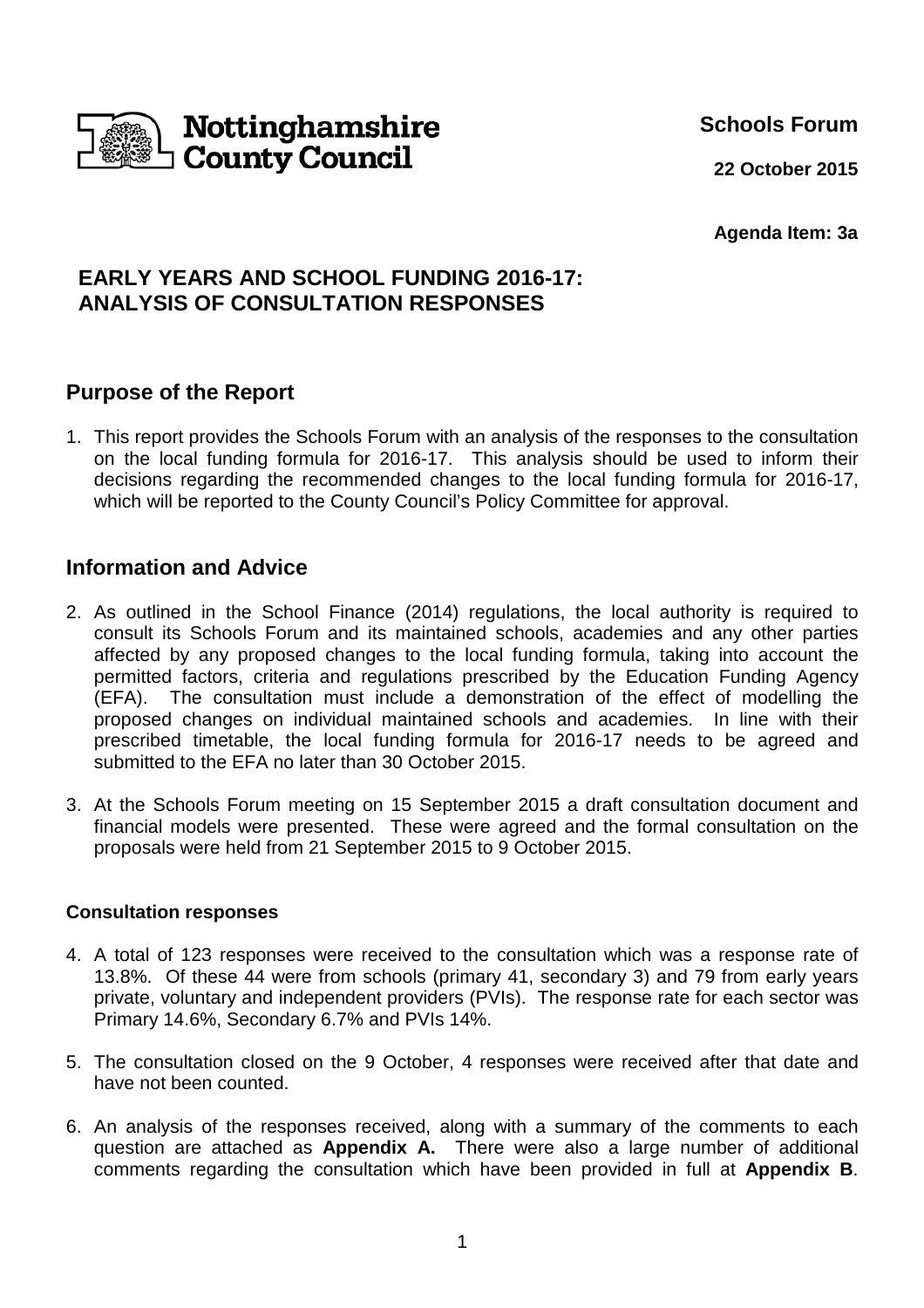Nottinghamshire County Council

**Schools Forum**

**22 October 2015**

**Agenda Item: 3a**

# EARLY YEARS AND SCHOOL FUNDING 2016-17: ANALYSIS OF CONSULTATION RESPONSES

## Purpose of the Report

1. This report provides the Schools Forum with an analysis of the responses to the consultation on the local funding formula for 2016-17. This analysis should be used to inform their decisions regarding the recommended changes to the local funding formula for 2016-17, which will be reported to the County Council's Policy Committee for approval.

## Information and Advice

2. As outlined in the School Finance (2014) regulations, the local authority is required to consult its Schools Forum and its maintained schools, academies and any other parties affected by any proposed changes to the local funding formula, taking into account the permitted factors, criteria and regulations prescribed by the Education Funding Agency (EFA). The consultation must include a demonstration of the effect of modelling the proposed changes on individual maintained schools and academies. In line with their prescribed timetable, the local funding formula for 2016-17 needs to be agreed and submitted to the EFA no later than 30 October 2015.

3. At the Schools Forum meeting on 15 September 2015 a draft consultation document and financial models were presented. These were agreed and the formal consultation on the proposals were held from 21 September 2015 to 9 October 2015.

**Consultation responses**

4. A total of 123 responses were received to the consultation which was a response rate of 13.8%. Of these 44 were from schools (primary 41, secondary 3) and 79 from early years private, voluntary and independent providers (PVIs). The response rate for each sector was Primary 14.6%, Secondary 6.7% and PVIs 14%.

5. The consultation closed on the 9 October, 4 responses were received after that date and have not been counted.

6. An analysis of the responses received, along with a summary of the comments to each question are attached as **Appendix A.** There were also a large number of additional comments regarding the consultation which have been provided in full at **Appendix B**.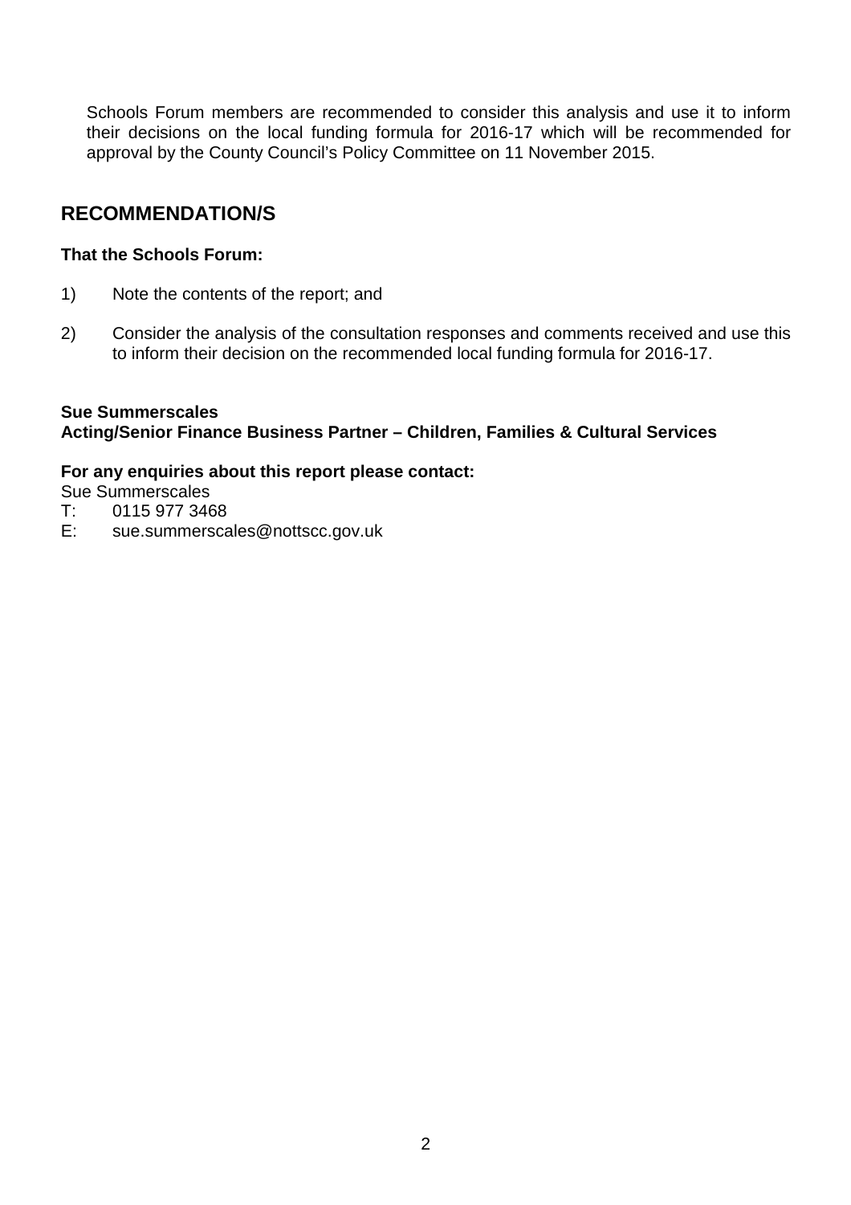Schools Forum members are recommended to consider this analysis and use it to inform their decisions on the local funding formula for 2016-17 which will be recommended for approval by the County Council's Policy Committee on 11 November 2015.

## RECOMMENDATION/S

**That the Schools Forum:**

1) Note the contents of the report; and

2) Consider the analysis of the consultation responses and comments received and use this to inform their decision on the recommended local funding formula for 2016-17.

**Sue Summerscales**
**Acting/Senior Finance Business Partner – Children, Families & Cultural Services**

**For any enquiries about this report please contact:**
Sue Summerscales
T: 0115 977 3468
E: sue.summerscales@nottscc.gov.uk